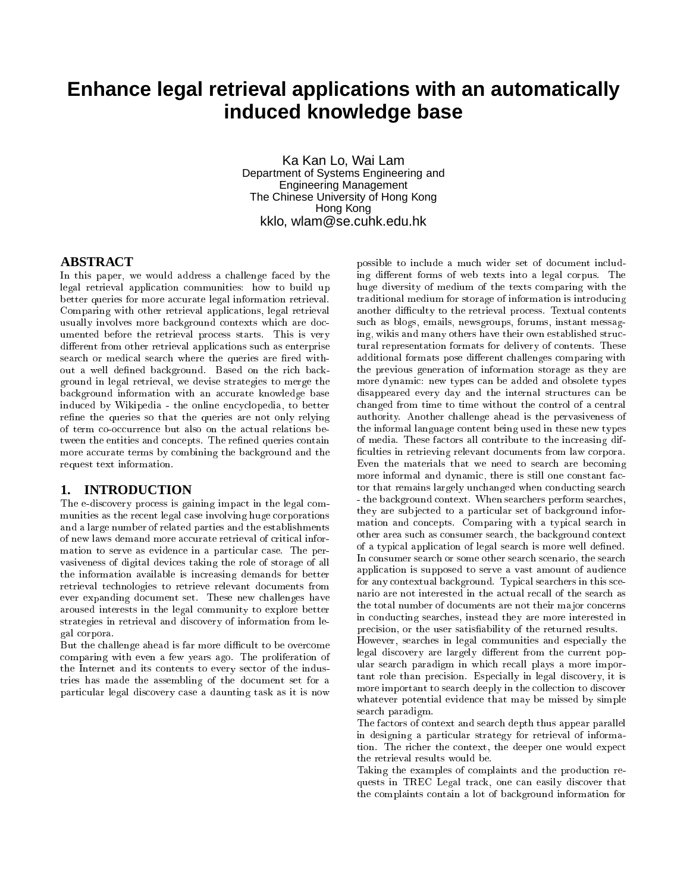# Enhance legal retrieval applications with an automatically induced knowledge base

Ka Kan Lo, Wai Lam
Department of Systems Engineering and Engineering Management
The Chinese University of Hong Kong
Hong Kong
kklo, wlam@se.cuhk.edu.hk

## ABSTRACT

In this paper, we would address a challenge faced by the legal retrieval application communities: how to build up better queries for more accurate legal information retrieval. Comparing with other retrieval applications, legal retrieval usually involves more background contexts which are documented before the retrieval process starts. This is very different from other retrieval applications such as enterprise search or medical search where the queries are fired without a well defined background. Based on the rich background in legal retrieval, we devise strategies to merge the background information with an accurate knowledge base induced by Wikipedia - the online encyclopedia, to better refine the queries so that the queries are not only relying of term co-occurrence but also on the actual relations between the entities and concepts. The refined queries contain more accurate terms by combining the background and the request text information.

## 1. INTRODUCTION

The e-discovery process is gaining impact in the legal communities as the recent legal case involving huge corporations and a large number of related parties and the establishments of new laws demand more accurate retrieval of critical information to serve as evidence in a particular case. The pervasiveness of digital devices taking the role of storage of all the information available is increasing demands for better retrieval technologies to retrieve relevant documents from ever expanding document set. These new challenges have aroused interests in the legal community to explore better strategies in retrieval and discovery of information from legal corpora.

But the challenge ahead is far more difficult to be overcome comparing with even a few years ago. The proliferation of the Internet and its contents to every sector of the industries has made the assembling of the document set for a particular legal discovery case a daunting task as it is now possible to include a much wider set of document including different forms of web texts into a legal corpus. The huge diversity of medium of the texts comparing with the traditional medium for storage of information is introducing another difficulty to the retrieval process. Textual contents such as blogs, emails, newsgroups, forums, instant messaging, wikis and many others have their own established structural representation formats for delivery of contents. These additional formats pose different challenges comparing with the previous generation of information storage as they are more dynamic: new types can be added and obsolete types disappeared every day and the internal structures can be changed from time to time without the control of a central authority. Another challenge ahead is the pervasiveness of the informal language content being used in these new types of media. These factors all contribute to the increasing difficulties in retrieving relevant documents from law corpora. Even the materials that we need to search are becoming more informal and dynamic, there is still one constant factor that remains largely unchanged when conducting search - the background context. When searchers perform searches, they are subjected to a particular set of background information and concepts. Comparing with a typical search in other area such as consumer search, the background context of a typical application of legal search is more well defined. In consumer search or some other search scenario, the search application is supposed to serve a vast amount of audience for any contextual background. Typical searchers in this scenario are not interested in the actual recall of the search as the total number of documents are not their major concerns in conducting searches, instead they are more interested in precision, or the user satisfiability of the returned results.

However, searches in legal communities and especially the legal discovery are largely different from the current popular search paradigm in which recall plays a more important role than precision. Especially in legal discovery, it is more important to search deeply in the collection to discover whatever potential evidence that may be missed by simple search paradigm.

The factors of context and search depth thus appear parallel in designing a particular strategy for retrieval of information. The richer the context, the deeper one would expect the retrieval results would be.

Taking the examples of complaints and the production requests in TREC Legal track, one can easily discover that the complaints contain a lot of background information for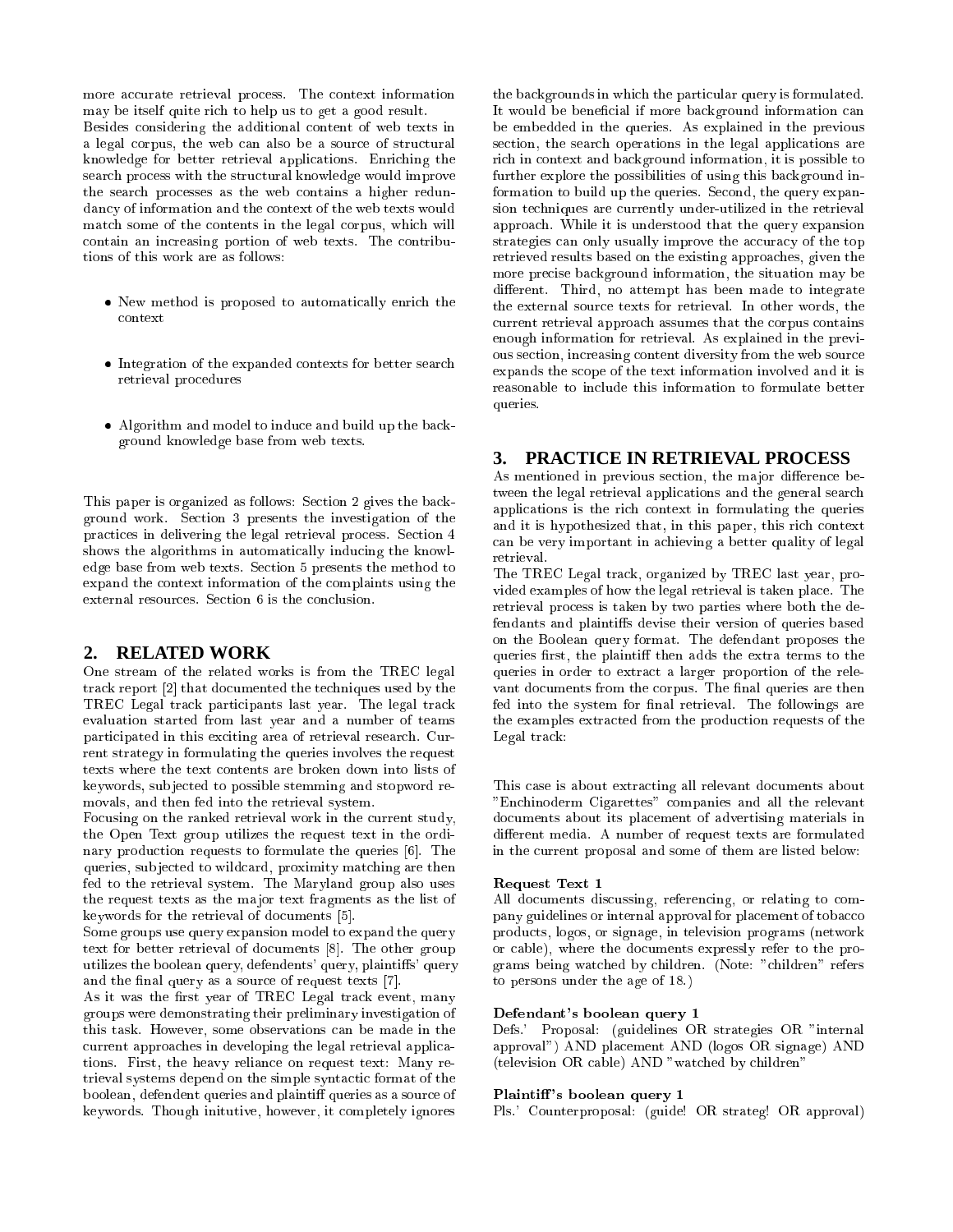more accurate retrieval process. The context information may be itself quite rich to help us to get a good result.

Besides considering the additional content of web texts in a legal corpus, the web can also be a source of structural knowledge for better retrieval applications. Enriching the search process with the structural knowledge would improve the search processes as the web contains a higher redundancy of information and the context of the web texts would match some of the contents in the legal corpus, which will contain an increasing portion of web texts. The contributions of this work are as follows:

- New method is proposed to automatically enrich the context
- Integration of the expanded contexts for better search retrieval procedures
- Algorithm and model to induce and build up the background knowledge base from web texts.

This paper is organized as follows: Section 2 gives the background work. Section 3 presents the investigation of the practices in delivering the legal retrieval process. Section 4 shows the algorithms in automatically inducing the knowledge base from web texts. Section 5 presents the method to expand the context information of the complaints using the external resources. Section 6 is the conclusion.

## 2. RELATED WORK

One stream of the related works is from the TREC legal track report [2] that documented the techniques used by the TREC Legal track participants last year. The legal track evaluation started from last year and a number of teams participated in this exciting area of retrieval research. Current strategy in formulating the queries involves the request texts where the text contents are broken down into lists of keywords, subjected to possible stemming and stopword removals, and then fed into the retrieval system.

Focusing on the ranked retrieval work in the current study, the Open Text group utilizes the request text in the ordinary production requests to formulate the queries [6]. The queries, subjected to wildcard, proximity matching are then fed to the retrieval system. The Maryland group also uses the request texts as the major text fragments as the list of keywords for the retrieval of documents [5].

Some groups use query expansion model to expand the query text for better retrieval of documents [8]. The other group utilizes the boolean query, defendents' query, plaintiffs' query and the final query as a source of request texts [7].

As it was the first year of TREC Legal track event, many groups were demonstrating their preliminary investigation of this task. However, some observations can be made in the current approaches in developing the legal retrieval applications. First, the heavy reliance on request text: Many retrieval systems depend on the simple syntactic format of the boolean, defendent queries and plaintiff queries as a source of keywords. Though initutive, however, it completely ignores the backgrounds in which the particular query is formulated. It would be beneficial if more background information can be embedded in the queries. As explained in the previous section, the search operations in the legal applications are rich in context and background information, it is possible to further explore the possibilities of using this background information to build up the queries. Second, the query expansion techniques are currently under-utilized in the retrieval approach. While it is understood that the query expansion strategies can only usually improve the accuracy of the top retrieved results based on the existing approaches, given the more precise background information, the situation may be different. Third, no attempt has been made to integrate the external source texts for retrieval. In other words, the current retrieval approach assumes that the corpus contains enough information for retrieval. As explained in the previous section, increasing content diversity from the web source expands the scope of the text information involved and it is reasonable to include this information to formulate better queries.

## 3. PRACTICE IN RETRIEVAL PROCESS

As mentioned in previous section, the major difference between the legal retrieval applications and the general search applications is the rich context in formulating the queries and it is hypothesized that, in this paper, this rich context can be very important in achieving a better quality of legal retrieval.

The TREC Legal track, organized by TREC last year, provided examples of how the legal retrieval is taken place. The retrieval process is taken by two parties where both the defendants and plaintiffs devise their version of queries based on the Boolean query format. The defendant proposes the queries first, the plaintiff then adds the extra terms to the queries in order to extract a larger proportion of the relevant documents from the corpus. The final queries are then fed into the system for final retrieval. The followings are the examples extracted from the production requests of the Legal track:

This case is about extracting all relevant documents about "Enchinoderm Cigarettes" companies and all the relevant documents about its placement of advertising materials in different media. A number of request texts are formulated in the current proposal and some of them are listed below:

**Request Text 1**

All documents discussing, referencing, or relating to company guidelines or internal approval for placement of tobacco products, logos, or signage, in television programs (network or cable), where the documents expressly refer to the programs being watched by children. (Note: "children" refers to persons under the age of 18.)

**Defendant's boolean query 1**

Defs.' Proposal: (guidelines OR strategies OR "internal approval") AND placement AND (logos OR signage) AND (television OR cable) AND "watched by children"

**Plaintiff's boolean query 1**

Pls.' Counterproposal: (guide! OR strateg! OR approval)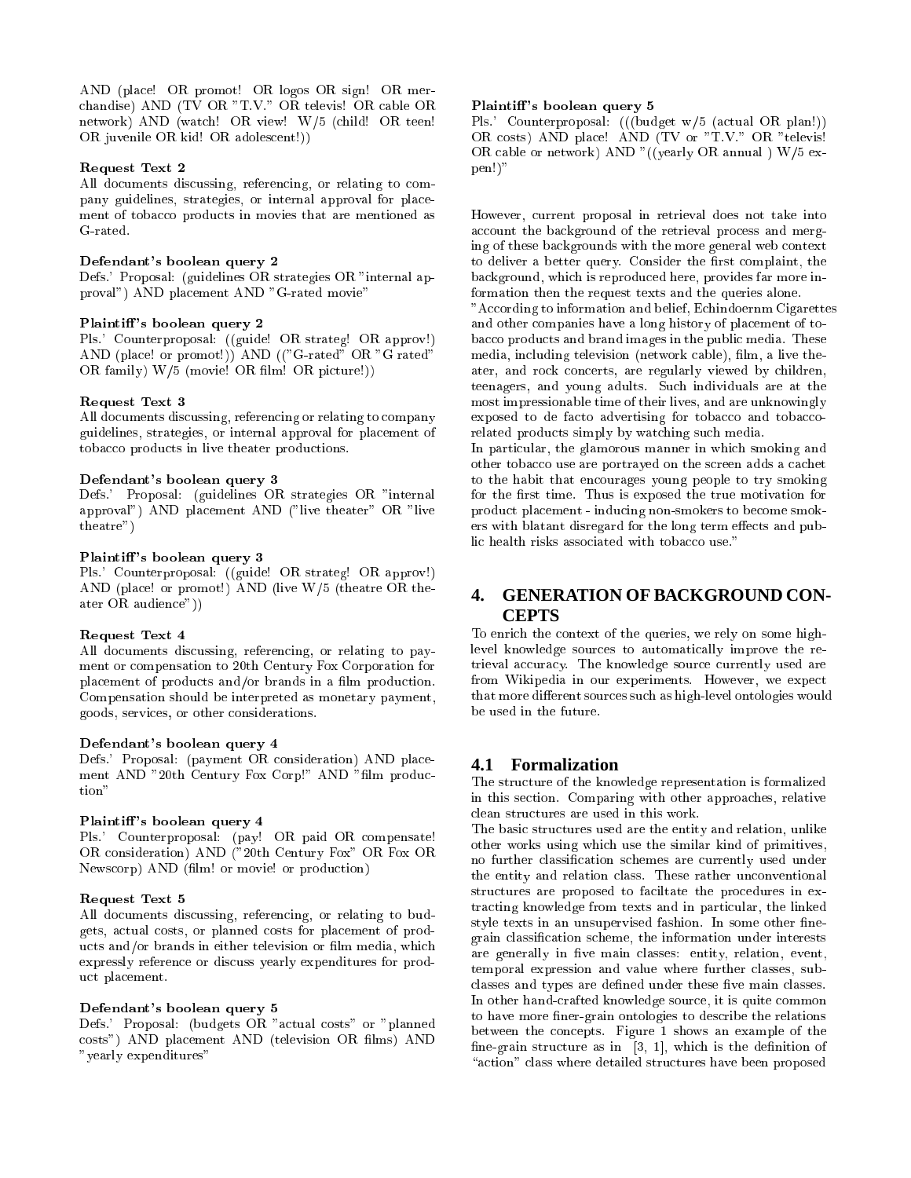AND (place! OR promot! OR logos OR sign! OR merchandise) AND (TV OR "T.V." OR televis! OR cable OR network) AND (watch! OR view! W/5 (child! OR teen! OR juvenile OR kid! OR adolescent!))

**Request Text 2**
All documents discussing, referencing, or relating to company guidelines, strategies, or internal approval for placement of tobacco products in movies that are mentioned as G-rated.

**Defendant's boolean query 2**
Defs.' Proposal: (guidelines OR strategies OR "internal approval") AND placement AND "G-rated movie"

**Plaintiff's boolean query 2**
Pls.' Counterproposal: ((guide! OR strateg! OR approv!) AND (place! or promot!)) AND (("G-rated" OR "G rated" OR family) W/5 (movie! OR film! OR picture!))

**Request Text 3**
All documents discussing, referencing or relating to company guidelines, strategies, or internal approval for placement of tobacco products in live theater productions.

**Defendant's boolean query 3**
Defs.' Proposal: (guidelines OR strategies OR "internal approval") AND placement AND ("live theater" OR "live theatre")

**Plaintiff's boolean query 3**
Pls.' Counterproposal: ((guide! OR strateg! OR approv!) AND (place! or promot!) AND (live W/5 (theatre OR theater OR audience"))

**Request Text 4**
All documents discussing, referencing, or relating to payment or compensation to 20th Century Fox Corporation for placement of products and/or brands in a film production. Compensation should be interpreted as monetary payment, goods, services, or other considerations.

**Defendant's boolean query 4**
Defs.' Proposal: (payment OR consideration) AND placement AND "20th Century Fox Corp!" AND "film production"

**Plaintiff's boolean query 4**
Pls.' Counterproposal: (pay! OR paid OR compensate! OR consideration) AND ("20th Century Fox" OR Fox OR Newscorp) AND (film! or movie! or production)

**Request Text 5**
All documents discussing, referencing, or relating to budgets, actual costs, or planned costs for placement of products and/or brands in either television or film media, which expressly reference or discuss yearly expenditures for product placement.

**Defendant's boolean query 5**
Defs.' Proposal: (budgets OR "actual costs" or "planned costs") AND placement AND (television OR films) AND "yearly expenditures"

**Plaintiff's boolean query 5**
Pls.' Counterproposal: (((budget w/5 (actual OR plan!)) OR costs) AND place! AND (TV or "T.V." OR "televis! OR cable or network) AND "((yearly OR annual ) W/5 expen!)"

However, current proposal in retrieval does not take into account the background of the retrieval process and merging of these backgrounds with the more general web context to deliver a better query. Consider the first complaint, the background, which is reproduced here, provides far more information then the request texts and the queries alone.

"According to information and belief, Echindoernm Cigarettes and other companies have a long history of placement of tobacco products and brand images in the public media. These media, including television (network cable), film, a live theater, and rock concerts, are regularly viewed by children, teenagers, and young adults. Such individuals are at the most impressionable time of their lives, and are unknowingly exposed to de facto advertising for tobacco and tobacco-related products simply by watching such media.

In particular, the glamorous manner in which smoking and other tobacco use are portrayed on the screen adds a cachet to the habit that encourages young people to try smoking for the first time. Thus is exposed the true motivation for product placement - inducing non-smokers to become smokers with blatant disregard for the long term effects and public health risks associated with tobacco use."

## 4. GENERATION OF BACKGROUND CONCEPTS

To enrich the context of the queries, we rely on some high-level knowledge sources to automatically improve the retrieval accuracy. The knowledge source currently used are from Wikipedia in our experiments. However, we expect that more different sources such as high-level ontologies would be used in the future.

### 4.1 Formalization

The structure of the knowledge representation is formalized in this section. Comparing with other approaches, relative clean structures are used in this work.

The basic structures used are the entity and relation, unlike other works using which use the similar kind of primitives, no further classification schemes are currently used under the entity and relation class. These rather unconventional structures are proposed to faciltate the procedures in extracting knowledge from texts and in particular, the linked style texts in an unsupervised fashion. In some other fine-grain classification scheme, the information under interests are generally in five main classes: entity, relation, event, temporal expression and value where further classes, subclasses and types are defined under these five main classes. In other hand-crafted knowledge source, it is quite common to have more finer-grain ontologies to describe the relations between the concepts. Figure 1 shows an example of the fine-grain structure as in [3, 1], which is the definition of "action" class where detailed structures have been proposed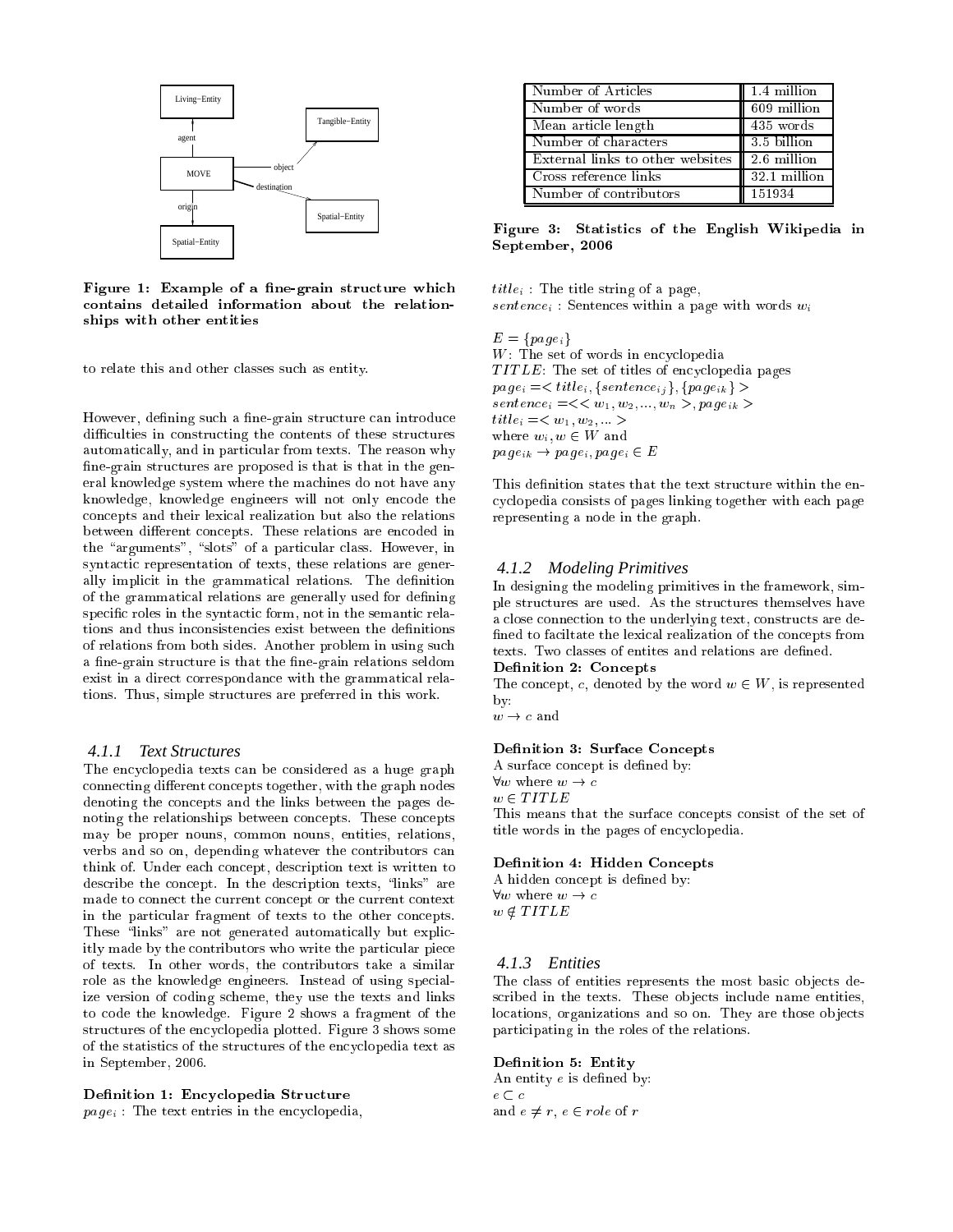Figure 1: Example of a fine-grain structure which contains detailed information about the relationships with other entities

to relate this and other classes such as entity.

However, defining such a fine-grain structure can introduce difficulties in constructing the contents of these structures automatically, and in particular from texts. The reason why fine-grain structures are proposed is that is that in the general knowledge system where the machines do not have any knowledge, knowledge engineers will not only encode the concepts and their lexical realization but also the relations between different concepts. These relations are encoded in the "arguments", "slots" of a particular class. However, in syntactic representation of texts, these relations are generally implicit in the grammatical relations. The definition of the grammatical relations are generally used for defining specific roles in the syntactic form, not in the semantic relations and thus inconsistencies exist between the definitions of relations from both sides. Another problem in using such a fine-grain structure is that the fine-grain relations seldom exist in a direct correspondance with the grammatical relations. Thus, simple structures are preferred in this work.

### 4.1.1 Text Structures

The encyclopedia texts can be considered as a huge graph connecting different concepts together, with the graph nodes denoting the concepts and the links between the pages denoting the relationships between concepts. These concepts may be proper nouns, common nouns, entities, relations, verbs and so on, depending whatever the contributors can think of. Under each concept, description text is written to describe the concept. In the description texts, "links" are made to connect the current concept or the current context in the particular fragment of texts to the other concepts. These "links" are not generated automatically but explicitly made by the contributors who write the particular piece of texts. In other words, the contributors take a similar role as the knowledge engineers. Instead of using specialize version of coding scheme, they use the texts and links to code the knowledge. Figure 2 shows a fragment of the structures of the encyclopedia plotted. Figure 3 shows some of the statistics of the structures of the encyclopedia text as in September, 2006.

**Definition 1: Encyclopedia Structure**

$page_i$ : The text entries in the encyclopedia,

| Number of Articles | 1.4 million |
|---|---|
| Number of words | 609 million |
| Mean article length | 435 words |
| Number of characters | 3.5 billion |
| External links to other websites | 2.6 million |
| Cross reference links | 32.1 million |
| Number of contributors | 151934 |

**Figure 3: Statistics of the English Wikipedia in September, 2006**

$title_i$ : The title string of a page,
$sentence_i$ : Sentences within a page with words $w_i$

$E = \{page_i\}$
$W$: The set of words in encyclopedia
$TITLE$: The set of titles of encyclopedia pages
$page_i =< title_i, \{sentence_{ij}\}, \{page_{ik}\} >$
$sentence_i =<< w_1, w_2, ..., w_n >, page_{ik} >$
$title_i =< w_1, w_2, ... >$
where $w_i, w \in W$ and
$page_{ik} \rightarrow page_i, page_i \in E$

This definition states that the text structure within the encyclopedia consists of pages linking together with each page representing a node in the graph.

### 4.1.2 Modeling Primitives

In designing the modeling primitives in the framework, simple structures are used. As the structures themselves have a close connection to the underlying text, constructs are defined to faciltate the lexical realization of the concepts from texts. Two classes of entites and relations are defined.

**Definition 2: Concepts**

The concept, $c$, denoted by the word $w \in W$, is represented by:
$w \rightarrow c$ and

**Definition 3: Surface Concepts**

A surface concept is defined by:
$\forall w$ where $w \rightarrow c$
$w \in TITLE$
This means that the surface concepts consist of the set of title words in the pages of encyclopedia.

**Definition 4: Hidden Concepts**

A hidden concept is defined by:
$\forall w$ where $w \rightarrow c$
$w \notin TITLE$

### 4.1.3 Entities

The class of entities represents the most basic objects described in the texts. These objects include name entities, locations, organizations and so on. They are those objects participating in the roles of the relations.

**Definition 5: Entity**

An entity $e$ is defined by:
$e \subset c$
and $e \neq r$, $e \in role$ of $r$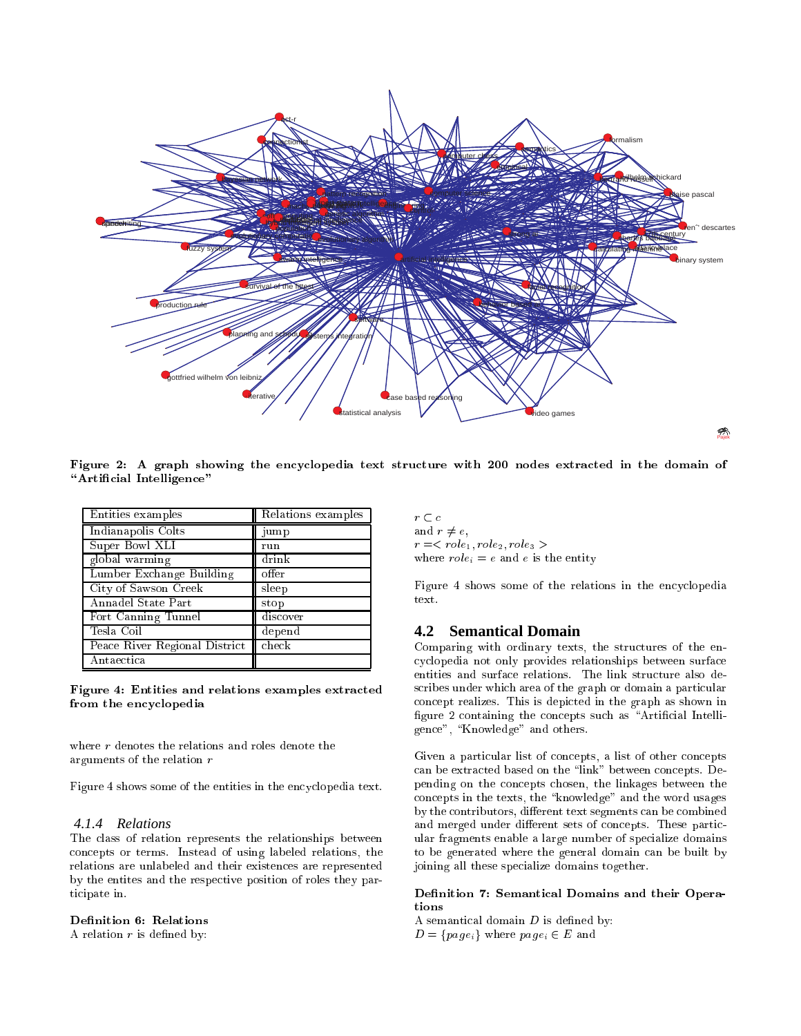**Figure 2: A graph showing the encyclopedia text structure with 200 nodes extracted in the domain of "Artificial Intelligence"**

| Entities examples | Relations examples |
|---|---|
| Indianapolis Colts | jump |
| Super Bowl XLI | run |
| global warming | drink |
| Lumber Exchange Building | offer |
| City of Sawson Creek | sleep |
| Annadel State Part | stop |
| Fort Canning Tunnel | discover |
| Tesla Coil | depend |
| Peace River Regional District | check |
| Antaectica | |

**Figure 4: Entities and relations examples extracted from the encyclopedia**

where $r$ denotes the relations and roles denote the arguments of the relation $r$

Figure 4 shows some of the entities in the encyclopedia text.

### 4.1.4 Relations

The class of relation represents the relationships between concepts or terms. Instead of using labeled relations, the relations are unlabeled and their existences are represented by the entites and the respective position of roles they participate in.

**Definition 6: Relations**
A relation $r$ is defined by:
$r \subset c$
and $r \neq e$,
$r = < role_1, role_2, role_3 >$
where $role_i = e$ and $e$ is the entity

Figure 4 shows some of the relations in the encyclopedia text.

## 4.2 Semantical Domain

Comparing with ordinary texts, the structures of the encyclopedia not only provides relationships between surface entities and surface relations. The link structure also describes under which area of the graph or domain a particular concept realizes. This is depicted in the graph as shown in figure 2 containing the concepts such as "Artificial Intelligence", "Knowledge" and others.

Given a particular list of concepts, a list of other concepts can be extracted based on the "link" between concepts. Depending on the concepts chosen, the linkages between the concepts in the texts, the "knowledge" and the word usages by the contributors, different text segments can be combined and merged under different sets of concepts. These particular fragments enable a large number of specialize domains to be generated where the general domain can be built by joining all these specialize domains together.

**Definition 7: Semantical Domains and their Operations**
A semantical domain $D$ is defined by:
$D = \{page_i\}$ where $page_i \in E$ and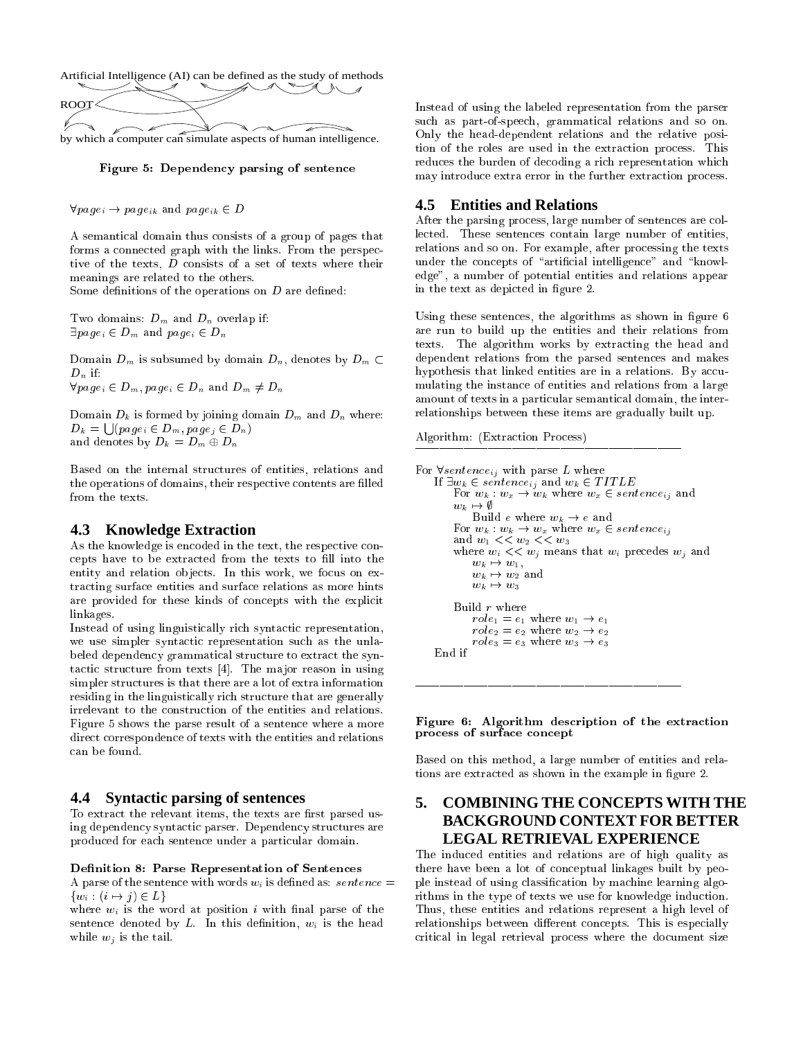Artificial Intelligence (AI) can be defined as the study of methods

ROOT

by which a computer can simulate aspects of human intelligence.

**Figure 5: Dependency parsing of sentence**

$\forall page_i \rightarrow page_{ik}$ and $page_{ik} \in D$

A semantical domain thus consists of a group of pages that forms a connected graph with the links. From the perspective of the texts, $D$ consists of a set of texts where their meanings are related to the others.
Some definitions of the operations on $D$ are defined:

Two domains: $D_m$ and $D_n$ overlap if:
$\exists page_i \in D_m$ and $page_i \in D_n$

Domain $D_m$ is subsumed by domain $D_n$, denotes by $D_m \subset D_n$ if:
$\forall page_i \in D_m, page_i \in D_n$ and $D_m \neq D_n$

Domain $D_k$ is formed by joining domain $D_m$ and $D_n$ where:
$D_k = \bigcup(page_i \in D_m, page_j \in D_n)$
and denotes by $D_k = D_m \oplus D_n$

Based on the internal structures of entities, relations and the operations of domains, their respective contents are filled from the texts.

## 4.3 Knowledge Extraction

As the knowledge is encoded in the text, the respective concepts have to be extracted from the texts to fill into the entity and relation objects. In this work, we focus on extracting surface entities and surface relations as more hints are provided for these kinds of concepts with the explicit linkages.
Instead of using linguistically rich syntactic representation, we use simpler syntactic representation such as the unlabeled dependency grammatical structure to extract the syntactic structure from texts [4]. The major reason in using simpler structures is that there are a lot of extra information residing in the linguistically rich structure that are generally irrelevant to the construction of the entities and relations. Figure 5 shows the parse result of a sentence where a more direct correspondence of texts with the entities and relations can be found.

## 4.4 Syntactic parsing of sentences

To extract the relevant items, the texts are first parsed using dependency syntactic parser. Dependency structures are produced for each sentence under a particular domain.

**Definition 8: Parse Representation of Sentences**
A parse of the sentence with words $w_i$ is defined as: $sentence = \{w_i : (i \mapsto j) \in L\}$
where $w_i$ is the word at position $i$ with final parse of the sentence denoted by $L$. In this definition, $w_i$ is the head while $w_j$ is the tail.

Instead of using the labeled representation from the parser such as part-of-speech, grammatical relations and so on. Only the head-dependent relations and the relative position of the roles are used in the extraction process. This reduces the burden of decoding a rich representation which may introduce extra error in the further extraction process.

## 4.5 Entities and Relations

After the parsing process, large number of sentences are collected. These sentences contain large number of entities, relations and so on. For example, after processing the texts under the concepts of "artificial intelligence" and "knowledge", a number of potential entities and relations appear in the text as depicted in figure 2.

Using these sentences, the algorithms as shown in figure 6 are run to build up the entities and their relations from texts. The algorithm works by extracting the head and dependent relations from the parsed sentences and makes hypothesis that linked entities are in a relations. By accumulating the instance of entities and relations from a large amount of texts in a particular semantical domain, the inter-relationships between these items are gradually built up.

Algorithm: (Extraction Process)

For $\forall sentence_{ij}$ with parse $L$ where
  If $\exists w_k \in sentence_{ij}$ and $w_k \in TITLE$
    For $w_k : w_x \rightarrow w_k$ where $w_x \in sentence_{ij}$ and $w_k \mapsto \emptyset$
      Build $e$ where $w_k \rightarrow e$ and
    For $w_k : w_k \rightarrow w_x$ where $w_x \in sentence_{ij}$ and $w_1 << w_2 << w_3$
    where $w_i << w_j$ means that $w_i$ precedes $w_j$ and
      $w_k \mapsto w_1$,
      $w_k \mapsto w_2$ and
      $w_k \mapsto w_3$

    Build $r$ where
      $role_1 = e_1$ where $w_1 \rightarrow e_1$
      $role_2 = e_2$ where $w_2 \rightarrow e_2$
      $role_3 = e_3$ where $w_3 \rightarrow e_3$
  End if

**Figure 6: Algorithm description of the extraction process of surface concept**

Based on this method, a large number of entities and relations are extracted as shown in the example in figure 2.

# 5. COMBINING THE CONCEPTS WITH THE BACKGROUND CONTEXT FOR BETTER LEGAL RETRIEVAL EXPERIENCE

The induced entities and relations are of high quality as there have been a lot of conceptual linkages built by people instead of using classification by machine learning algorithms in the type of texts we use for knowledge induction. Thus, these entities and relations represent a high level of relationships between different concepts. This is especially critical in legal retrieval process where the document size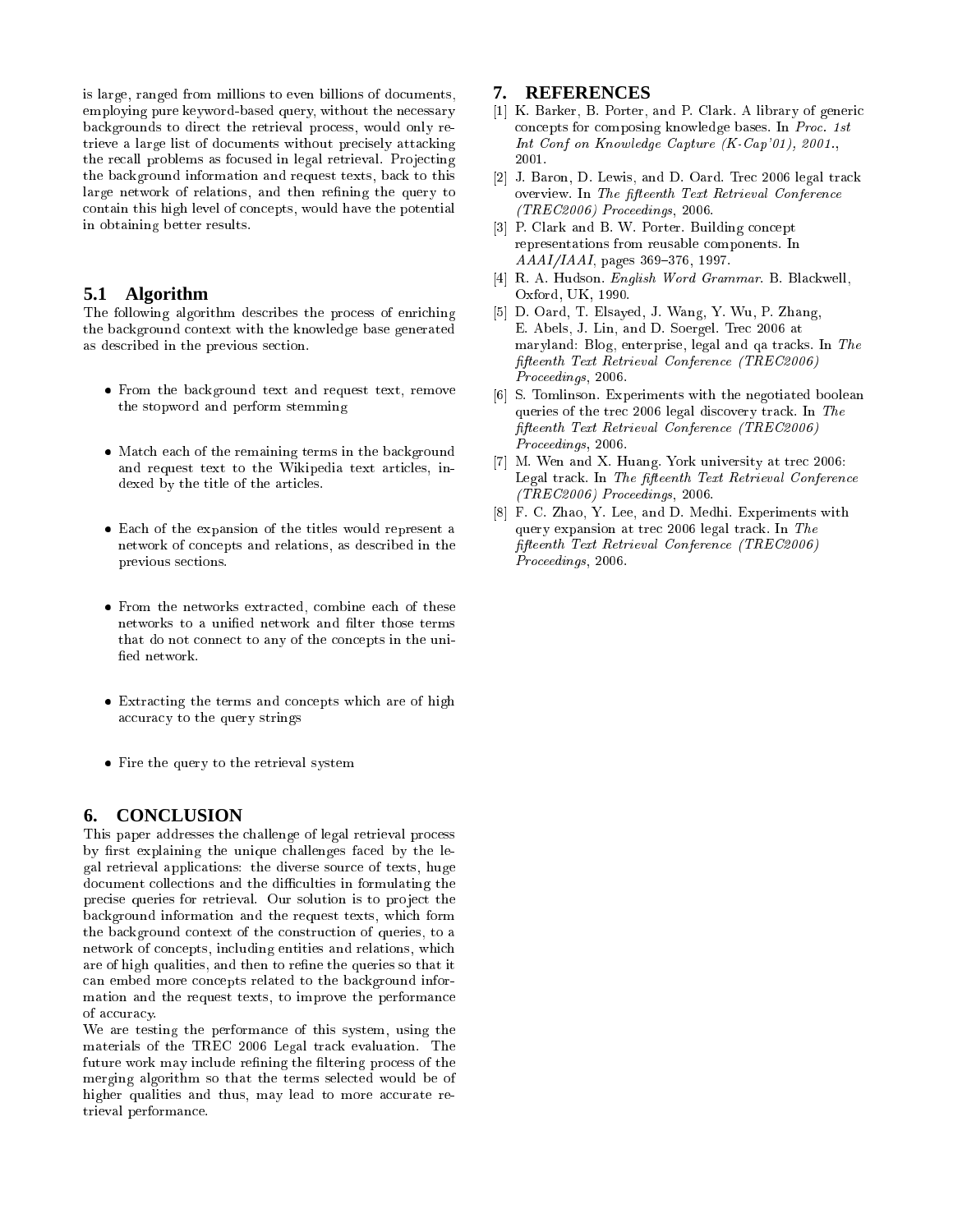is large, ranged from millions to even billions of documents, employing pure keyword-based query, without the necessary backgrounds to direct the retrieval process, would only retrieve a large list of documents without precisely attacking the recall problems as focused in legal retrieval. Projecting the background information and request texts, back to this large network of relations, and then refining the query to contain this high level of concepts, would have the potential in obtaining better results.

## 5.1 Algorithm

The following algorithm describes the process of enriching the background context with the knowledge base generated as described in the previous section.

- From the background text and request text, remove the stopword and perform stemming
- Match each of the remaining terms in the background and request text to the Wikipedia text articles, indexed by the title of the articles.
- Each of the expansion of the titles would represent a network of concepts and relations, as described in the previous sections.
- From the networks extracted, combine each of these networks to a unified network and filter those terms that do not connect to any of the concepts in the unified network.
- Extracting the terms and concepts which are of high accuracy to the query strings
- Fire the query to the retrieval system

# 6. CONCLUSION

This paper addresses the challenge of legal retrieval process by first explaining the unique challenges faced by the legal retrieval applications: the diverse source of texts, huge document collections and the difficulties in formulating the precise queries for retrieval. Our solution is to project the background information and the request texts, which form the background context of the construction of queries, to a network of concepts, including entities and relations, which are of high qualities, and then to refine the queries so that it can embed more concepts related to the background information and the request texts, to improve the performance of accuracy.

We are testing the performance of this system, using the materials of the TREC 2006 Legal track evaluation. The future work may include refining the filtering process of the merging algorithm so that the terms selected would be of higher qualities and thus, may lead to more accurate retrieval performance.

# 7. REFERENCES

[1] K. Barker, B. Porter, and P. Clark. A library of generic concepts for composing knowledge bases. In *Proc. 1st Int Conf on Knowledge Capture (K-Cap'01), 2001.*, 2001.

[2] J. Baron, D. Lewis, and D. Oard. Trec 2006 legal track overview. In *The fifteenth Text Retrieval Conference (TREC2006) Proceedings*, 2006.

[3] P. Clark and B. W. Porter. Building concept representations from reusable components. In *AAAI/IAAI*, pages 369–376, 1997.

[4] R. A. Hudson. *English Word Grammar*. B. Blackwell, Oxford, UK, 1990.

[5] D. Oard, T. Elsayed, J. Wang, Y. Wu, P. Zhang, E. Abels, J. Lin, and D. Soergel. Trec 2006 at maryland: Blog, enterprise, legal and qa tracks. In *The fifteenth Text Retrieval Conference (TREC2006) Proceedings*, 2006.

[6] S. Tomlinson. Experiments with the negotiated boolean queries of the trec 2006 legal discovery track. In *The fifteenth Text Retrieval Conference (TREC2006) Proceedings*, 2006.

[7] M. Wen and X. Huang. York university at trec 2006: Legal track. In *The fifteenth Text Retrieval Conference (TREC2006) Proceedings*, 2006.

[8] F. C. Zhao, Y. Lee, and D. Medhi. Experiments with query expansion at trec 2006 legal track. In *The fifteenth Text Retrieval Conference (TREC2006) Proceedings*, 2006.